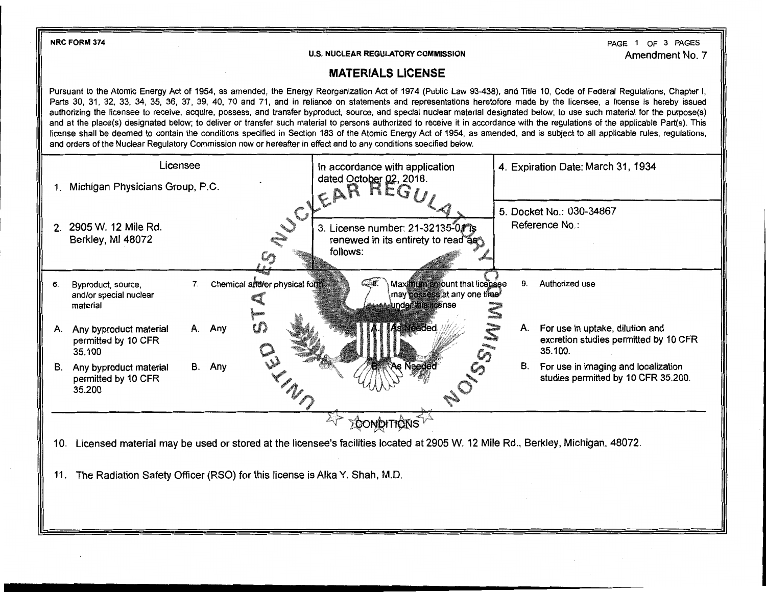NRC FORM 374

U.S. NUCLEAR REGULATORY COMMISSION

Amendment No. 7

# MATERIALS LICENSE

Pursuant to the Atomic Energy Act of 1954, as amended, the Energy Reorganization Act of 1974 (Public Law 93-438), and Title 10, Code of Federal Regulations, Chapter I, Parts 30, 31, 32, 33, 34, 35, 36, 37, 39, 40, 70 and 71, and in reliance on statements and representations heretofore made by the licensee, a license is hereby issued authorizing the licensee to receive, acquire, possess, and transfer byproduct, source, and special nuclear material designated below; to use such material for the purpose(s) and at the place(s) designated below; to deliver or transfer such material to persons authorized to receive it in accordance with the regulations of the applicable Part(s). This license shall be deemed to contain the conditions specified in Section 183 of the Atomic Energy Act of 1954, as amended, and is subject to all applicable rules, regulations, and orders of the Nuclear Regulatory Commission now or hereafter in effect and to any conditions specified below.

| Licensee | In accordance with application dated October 02, 2018. | 4. Expiration Date: March 31, 1934 |
|---|---|---|
| 1. Michigan Physicians Group, P.C. | | |
| 2. 2905 W. 12 Mile Rd. Berkley, MI 48072 | 3. License number: 21-32135-01 is renewed in its entirety to read as follows: | 5. Docket No.: 030-34867 Reference No.: |

| 6. Byproduct, source, and/or special nuclear material | 7. Chemical and/or physical form | 8. Maximum amount that licensee may possess at any one time under this license | 9. Authorized use |
|---|---|---|---|
| A. Any byproduct material permitted by 10 CFR 35.100 | A. Any | A. As Needed | A. For use in uptake, dilution and excretion studies permitted by 10 CFR 35.100. |
| B. Any byproduct material permitted by 10 CFR 35.200 | B. Any | B. As Needed | B. For use in imaging and localization studies permitted by 10 CFR 35.200. |

## CONDITIONS

10. Licensed material may be used or stored at the licensee's facilities located at 2905 W. 12 Mile Rd., Berkley, Michigan, 48072.

11. The Radiation Safety Officer (RSO) for this license is Alka Y. Shah, M.D.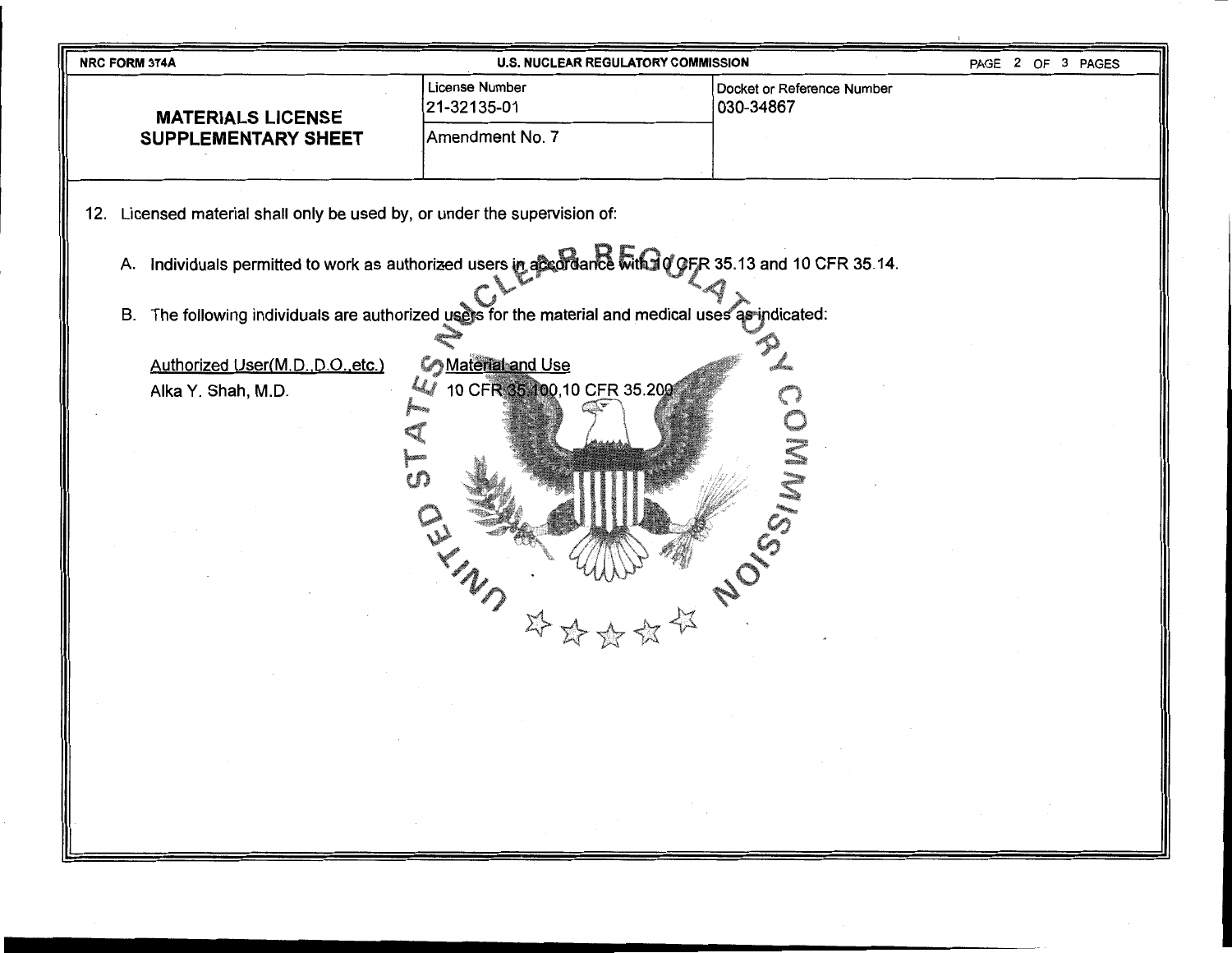| NRC FORM 374A | U.S. NUCLEAR REGULATORY COMMISSION | |
|---|---|---|
| **MATERIALS LICENSE SUPPLEMENTARY SHEET** | License Number 21-32135-01 | Docket or Reference Number 030-34867 |
| | Amendment No. 7 | |

12. Licensed material shall only be used by, or under the supervision of:

    A. Individuals permitted to work as authorized users in accordance with 10 CFR 35.13 and 10 CFR 35.14.

    B. The following individuals are authorized users for the material and medical uses as indicated:

| Authorized User(M.D.,D.O.,etc.) | Material and Use |
|---|---|
| Alka Y. Shah, M.D. | 10 CFR 35.100,10 CFR 35.200 |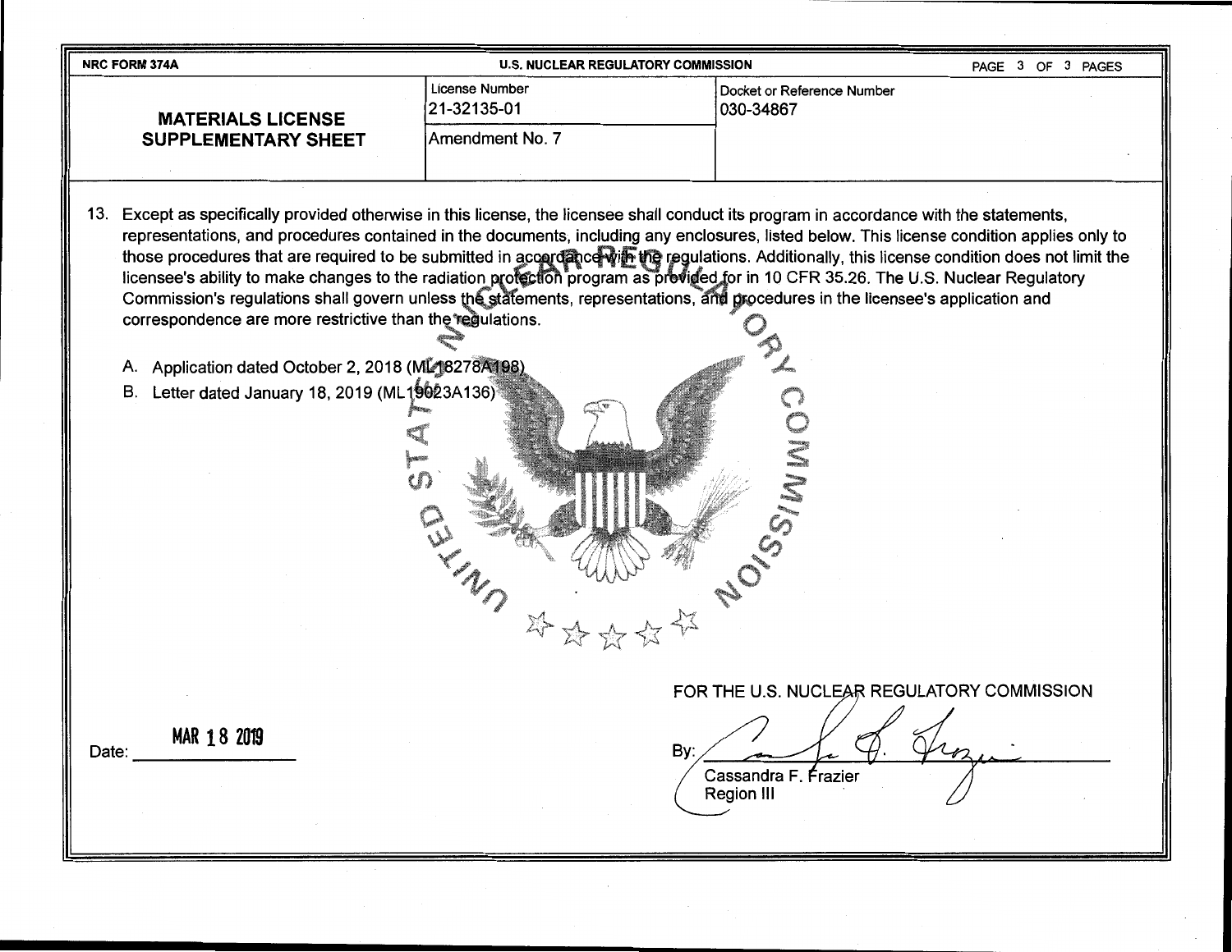| NRC FORM 374A | U.S. NUCLEAR REGULATORY COMMISSION | |
|---|---|---|
| **MATERIALS LICENSE SUPPLEMENTARY SHEET** | License Number<br>21-32135-01<br><br>Amendment No. 7 | Docket or Reference Number<br>030-34867 |

13. Except as specifically provided otherwise in this license, the licensee shall conduct its program in accordance with the statements, representations, and procedures contained in the documents, including any enclosures, listed below. This license condition applies only to those procedures that are required to be submitted in accordance with the regulations. Additionally, this license condition does not limit the licensee's ability to make changes to the radiation protection program as provided for in 10 CFR 35.26. The U.S. Nuclear Regulatory Commission's regulations shall govern unless the statements, representations, and procedures in the licensee's application and correspondence are more restrictive than the regulations.

    A. Application dated October 2, 2018 (ML18278A198)
    B. Letter dated January 18, 2019 (ML19023A136)

FOR THE U.S. NUCLEAR REGULATORY COMMISSION

Date: MAR 18 2019

By: Cassandra F. Frazier
Region III